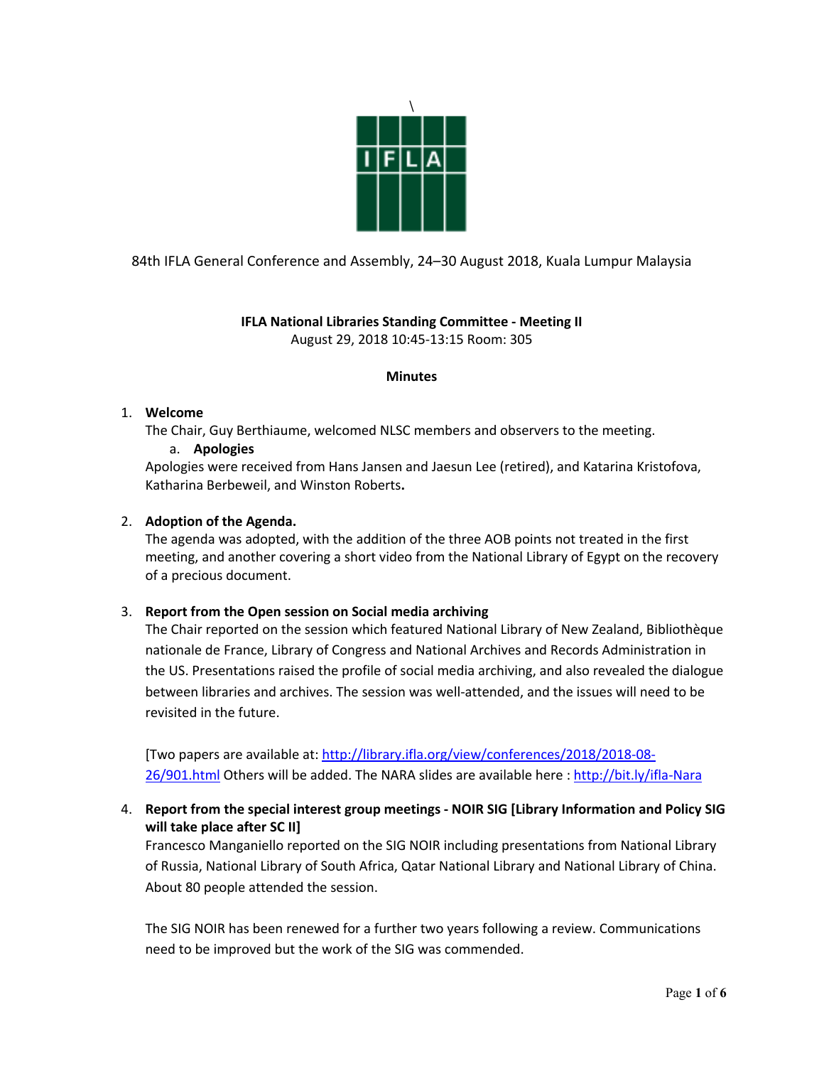84th IFLA General Conference and Assembly, 24–30 August 2018, Kuala Lumpur Malaysia

**IFLA National Libraries Standing Committee - Meeting II**
August 29, 2018 10:45-13:15 Room: 305

**Minutes**

1. **Welcome**
   The Chair, Guy Berthiaume, welcomed NLSC members and observers to the meeting.
   a. **Apologies**
   Apologies were received from Hans Jansen and Jaesun Lee (retired), and Katarina Kristofova, Katharina Berbeweil, and Winston Roberts**.**

2. **Adoption of the Agenda.**
   The agenda was adopted, with the addition of the three AOB points not treated in the first meeting, and another covering a short video from the National Library of Egypt on the recovery of a precious document.

3. **Report from the Open session on Social media archiving**
   The Chair reported on the session which featured National Library of New Zealand, Bibliothèque nationale de France, Library of Congress and National Archives and Records Administration in the US. Presentations raised the profile of social media archiving, and also revealed the dialogue between libraries and archives. The session was well-attended, and the issues will need to be revisited in the future.

   [Two papers are available at: http://library.ifla.org/view/conferences/2018/2018-08-26/901.html Others will be added. The NARA slides are available here : http://bit.ly/ifla-Nara

4. **Report from the special interest group meetings - NOIR SIG [Library Information and Policy SIG will take place after SC II]**
   Francesco Manganiello reported on the SIG NOIR including presentations from National Library of Russia, National Library of South Africa, Qatar National Library and National Library of China. About 80 people attended the session.

   The SIG NOIR has been renewed for a further two years following a review. Communications need to be improved but the work of the SIG was commended.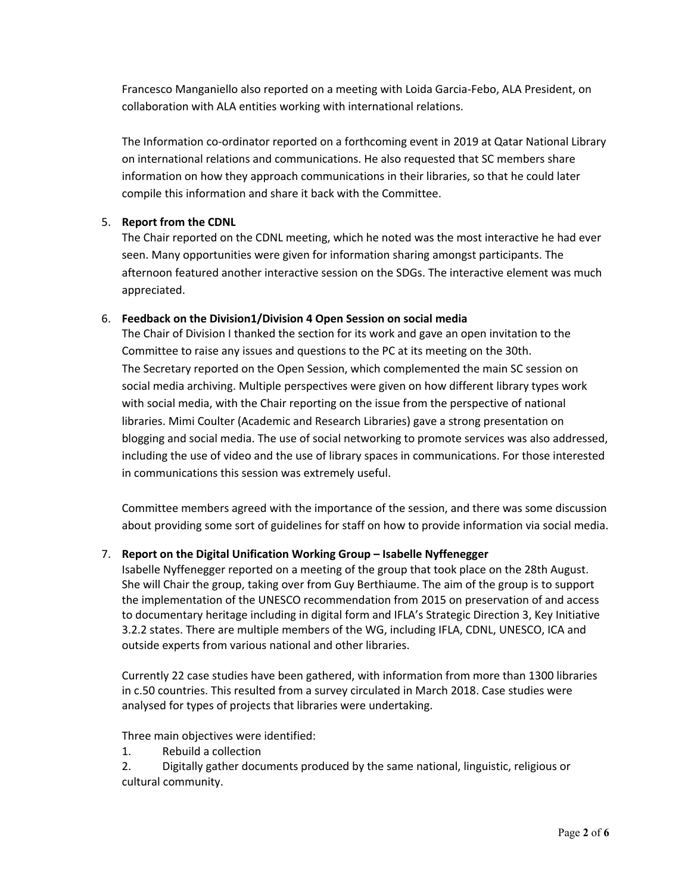Francesco Manganiello also reported on a meeting with Loida Garcia-Febo, ALA President, on collaboration with ALA entities working with international relations.

The Information co-ordinator reported on a forthcoming event in 2019 at Qatar National Library on international relations and communications. He also requested that SC members share information on how they approach communications in their libraries, so that he could later compile this information and share it back with the Committee.

5. **Report from the CDNL**

   The Chair reported on the CDNL meeting, which he noted was the most interactive he had ever seen. Many opportunities were given for information sharing amongst participants. The afternoon featured another interactive session on the SDGs. The interactive element was much appreciated.

6. **Feedback on the Division1/Division 4 Open Session on social media**

   The Chair of Division I thanked the section for its work and gave an open invitation to the Committee to raise any issues and questions to the PC at its meeting on the 30th.

   The Secretary reported on the Open Session, which complemented the main SC session on social media archiving. Multiple perspectives were given on how different library types work with social media, with the Chair reporting on the issue from the perspective of national libraries. Mimi Coulter (Academic and Research Libraries) gave a strong presentation on blogging and social media. The use of social networking to promote services was also addressed, including the use of video and the use of library spaces in communications. For those interested in communications this session was extremely useful.

   Committee members agreed with the importance of the session, and there was some discussion about providing some sort of guidelines for staff on how to provide information via social media.

7. **Report on the Digital Unification Working Group – Isabelle Nyffenegger**

   Isabelle Nyffenegger reported on a meeting of the group that took place on the 28th August. She will Chair the group, taking over from Guy Berthiaume. The aim of the group is to support the implementation of the UNESCO recommendation from 2015 on preservation of and access to documentary heritage including in digital form and IFLA's Strategic Direction 3, Key Initiative 3.2.2 states. There are multiple members of the WG, including IFLA, CDNL, UNESCO, ICA and outside experts from various national and other libraries.

   Currently 22 case studies have been gathered, with information from more than 1300 libraries in c.50 countries. This resulted from a survey circulated in March 2018. Case studies were analysed for types of projects that libraries were undertaking.

   Three main objectives were identified:

   1. Rebuild a collection
   2. Digitally gather documents produced by the same national, linguistic, religious or cultural community.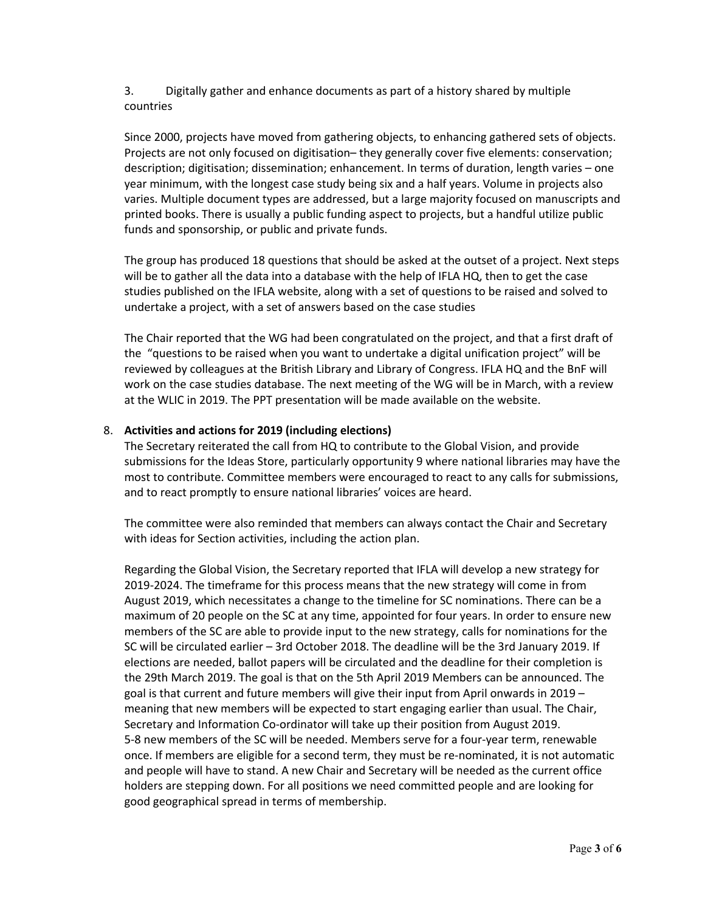3. Digitally gather and enhance documents as part of a history shared by multiple countries

Since 2000, projects have moved from gathering objects, to enhancing gathered sets of objects. Projects are not only focused on digitisation– they generally cover five elements: conservation; description; digitisation; dissemination; enhancement. In terms of duration, length varies – one year minimum, with the longest case study being six and a half years. Volume in projects also varies. Multiple document types are addressed, but a large majority focused on manuscripts and printed books. There is usually a public funding aspect to projects, but a handful utilize public funds and sponsorship, or public and private funds.

The group has produced 18 questions that should be asked at the outset of a project. Next steps will be to gather all the data into a database with the help of IFLA HQ, then to get the case studies published on the IFLA website, along with a set of questions to be raised and solved to undertake a project, with a set of answers based on the case studies

The Chair reported that the WG had been congratulated on the project, and that a first draft of the "questions to be raised when you want to undertake a digital unification project" will be reviewed by colleagues at the British Library and Library of Congress. IFLA HQ and the BnF will work on the case studies database. The next meeting of the WG will be in March, with a review at the WLIC in 2019. The PPT presentation will be made available on the website.

8. **Activities and actions for 2019 (including elections)**

The Secretary reiterated the call from HQ to contribute to the Global Vision, and provide submissions for the Ideas Store, particularly opportunity 9 where national libraries may have the most to contribute. Committee members were encouraged to react to any calls for submissions, and to react promptly to ensure national libraries' voices are heard.

The committee were also reminded that members can always contact the Chair and Secretary with ideas for Section activities, including the action plan.

Regarding the Global Vision, the Secretary reported that IFLA will develop a new strategy for 2019-2024. The timeframe for this process means that the new strategy will come in from August 2019, which necessitates a change to the timeline for SC nominations. There can be a maximum of 20 people on the SC at any time, appointed for four years. In order to ensure new members of the SC are able to provide input to the new strategy, calls for nominations for the SC will be circulated earlier – 3rd October 2018. The deadline will be the 3rd January 2019. If elections are needed, ballot papers will be circulated and the deadline for their completion is the 29th March 2019. The goal is that on the 5th April 2019 Members can be announced. The goal is that current and future members will give their input from April onwards in 2019 – meaning that new members will be expected to start engaging earlier than usual. The Chair, Secretary and Information Co-ordinator will take up their position from August 2019.
5-8 new members of the SC will be needed. Members serve for a four-year term, renewable once. If members are eligible for a second term, they must be re-nominated, it is not automatic and people will have to stand. A new Chair and Secretary will be needed as the current office holders are stepping down. For all positions we need committed people and are looking for good geographical spread in terms of membership.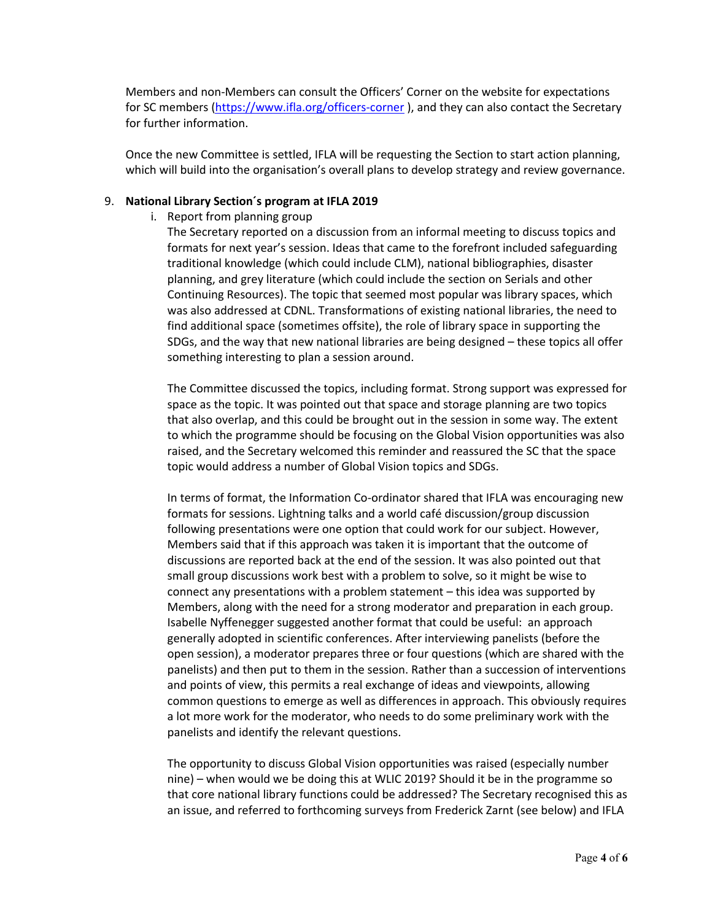Members and non-Members can consult the Officers' Corner on the website for expectations for SC members (https://www.ifla.org/officers-corner ), and they can also contact the Secretary for further information.

Once the new Committee is settled, IFLA will be requesting the Section to start action planning, which will build into the organisation's overall plans to develop strategy and review governance.

9. **National Library Section´s program at IFLA 2019**
   i. Report from planning group
      The Secretary reported on a discussion from an informal meeting to discuss topics and formats for next year's session. Ideas that came to the forefront included safeguarding traditional knowledge (which could include CLM), national bibliographies, disaster planning, and grey literature (which could include the section on Serials and other Continuing Resources). The topic that seemed most popular was library spaces, which was also addressed at CDNL. Transformations of existing national libraries, the need to find additional space (sometimes offsite), the role of library space in supporting the SDGs, and the way that new national libraries are being designed – these topics all offer something interesting to plan a session around.

      The Committee discussed the topics, including format. Strong support was expressed for space as the topic. It was pointed out that space and storage planning are two topics that also overlap, and this could be brought out in the session in some way. The extent to which the programme should be focusing on the Global Vision opportunities was also raised, and the Secretary welcomed this reminder and reassured the SC that the space topic would address a number of Global Vision topics and SDGs.

      In terms of format, the Information Co-ordinator shared that IFLA was encouraging new formats for sessions. Lightning talks and a world café discussion/group discussion following presentations were one option that could work for our subject. However, Members said that if this approach was taken it is important that the outcome of discussions are reported back at the end of the session. It was also pointed out that small group discussions work best with a problem to solve, so it might be wise to connect any presentations with a problem statement – this idea was supported by Members, along with the need for a strong moderator and preparation in each group. Isabelle Nyffenegger suggested another format that could be useful: an approach generally adopted in scientific conferences. After interviewing panelists (before the open session), a moderator prepares three or four questions (which are shared with the panelists) and then put to them in the session. Rather than a succession of interventions and points of view, this permits a real exchange of ideas and viewpoints, allowing common questions to emerge as well as differences in approach. This obviously requires a lot more work for the moderator, who needs to do some preliminary work with the panelists and identify the relevant questions.

      The opportunity to discuss Global Vision opportunities was raised (especially number nine) – when would we be doing this at WLIC 2019? Should it be in the programme so that core national library functions could be addressed? The Secretary recognised this as an issue, and referred to forthcoming surveys from Frederick Zarnt (see below) and IFLA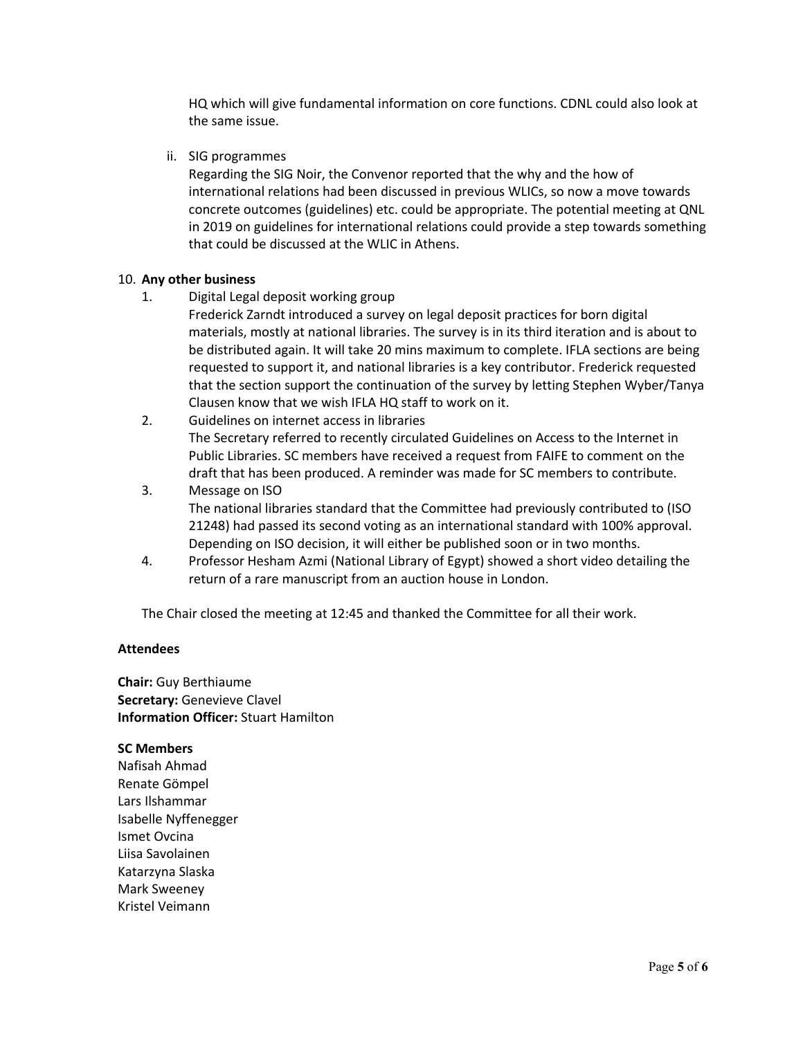HQ which will give fundamental information on core functions. CDNL could also look at the same issue.

ii. SIG programmes
Regarding the SIG Noir, the Convenor reported that the why and the how of international relations had been discussed in previous WLICs, so now a move towards concrete outcomes (guidelines) etc. could be appropriate. The potential meeting at QNL in 2019 on guidelines for international relations could provide a step towards something that could be discussed at the WLIC in Athens.

10. **Any other business**
    1. Digital Legal deposit working group
       Frederick Zarndt introduced a survey on legal deposit practices for born digital materials, mostly at national libraries. The survey is in its third iteration and is about to be distributed again. It will take 20 mins maximum to complete. IFLA sections are being requested to support it, and national libraries is a key contributor. Frederick requested that the section support the continuation of the survey by letting Stephen Wyber/Tanya Clausen know that we wish IFLA HQ staff to work on it.
    2. Guidelines on internet access in libraries
       The Secretary referred to recently circulated Guidelines on Access to the Internet in Public Libraries. SC members have received a request from FAIFE to comment on the draft that has been produced. A reminder was made for SC members to contribute.
    3. Message on ISO
       The national libraries standard that the Committee had previously contributed to (ISO 21248) had passed its second voting as an international standard with 100% approval. Depending on ISO decision, it will either be published soon or in two months.
    4. Professor Hesham Azmi (National Library of Egypt) showed a short video detailing the return of a rare manuscript from an auction house in London.

The Chair closed the meeting at 12:45 and thanked the Committee for all their work.

**Attendees**

**Chair:** Guy Berthiaume
**Secretary:** Genevieve Clavel
**Information Officer:** Stuart Hamilton

**SC Members**
Nafisah Ahmad
Renate Gömpel
Lars Ilshammar
Isabelle Nyffenegger
Ismet Ovcina
Liisa Savolainen
Katarzyna Slaska
Mark Sweeney
Kristel Veimann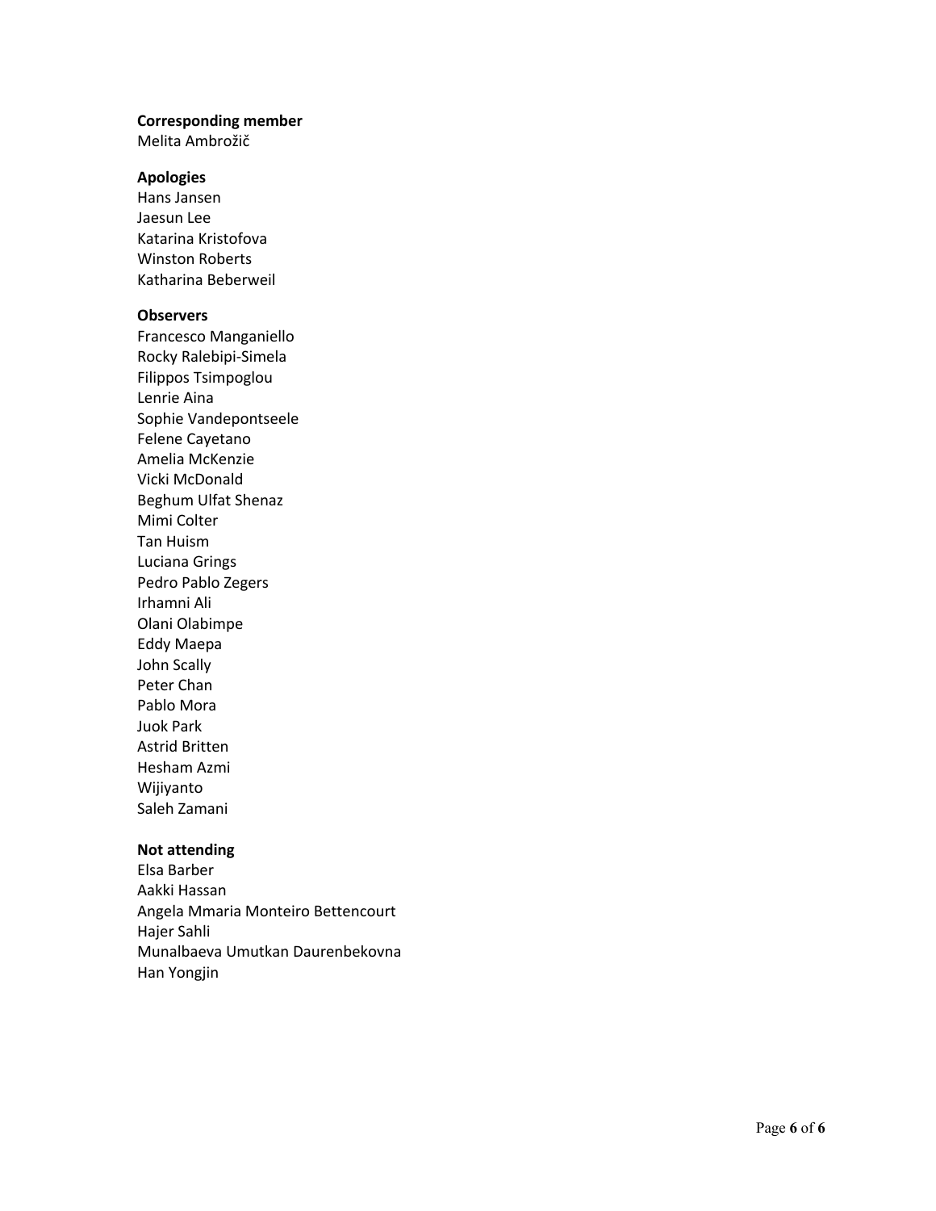**Corresponding member**

Melita Ambrožič

**Apologies**

Hans Jansen
Jaesun Lee
Katarina Kristofova
Winston Roberts
Katharina Beberweil

**Observers**

Francesco Manganiello
Rocky Ralebipi-Simela
Filippos Tsimpoglou
Lenrie Aina
Sophie Vandepontseele
Felene Cayetano
Amelia McKenzie
Vicki McDonald
Beghum Ulfat Shenaz
Mimi Colter
Tan Huism
Luciana Grings
Pedro Pablo Zegers
Irhamni Ali
Olani Olabimpe
Eddy Maepa
John Scally
Peter Chan
Pablo Mora
Juok Park
Astrid Britten
Hesham Azmi
Wijiyanto
Saleh Zamani

**Not attending**

Elsa Barber
Aakki Hassan
Angela Mmaria Monteiro Bettencourt
Hajer Sahli
Munalbaeva Umutkan Daurenbekovna
Han Yongjin